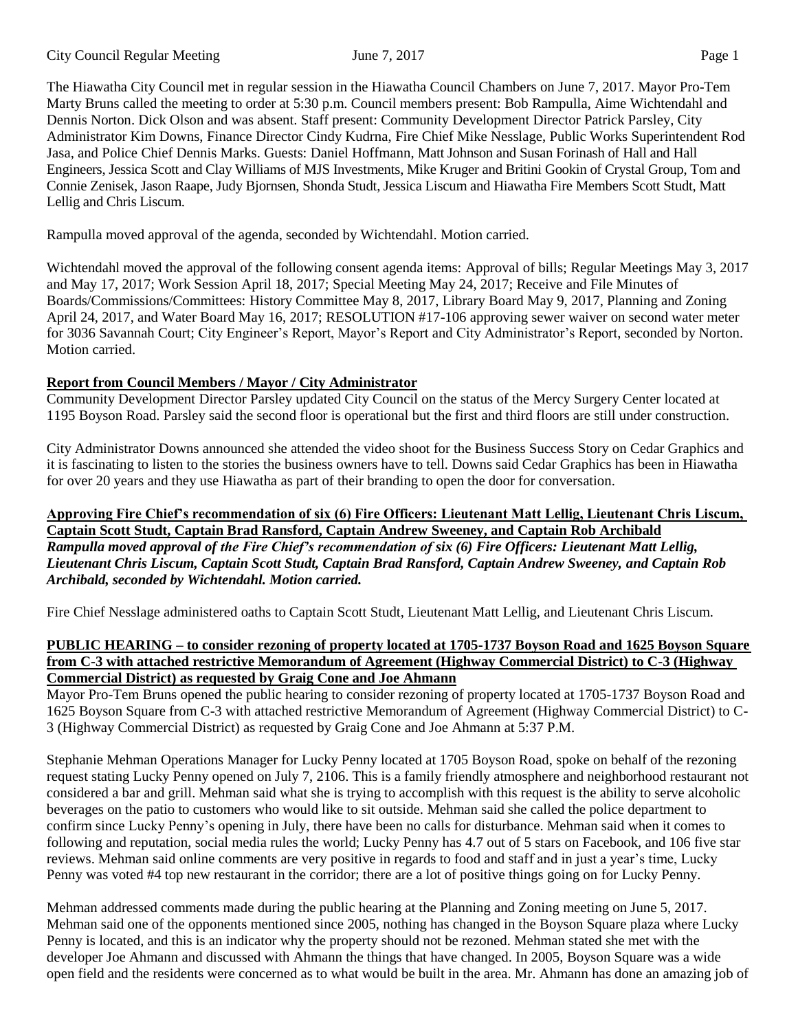The Hiawatha City Council met in regular session in the Hiawatha Council Chambers on June 7, 2017. Mayor Pro-Tem Marty Bruns called the meeting to order at 5:30 p.m. Council members present: Bob Rampulla, Aime Wichtendahl and Dennis Norton. Dick Olson and was absent. Staff present: Community Development Director Patrick Parsley, City Administrator Kim Downs, Finance Director Cindy Kudrna, Fire Chief Mike Nesslage, Public Works Superintendent Rod Jasa, and Police Chief Dennis Marks. Guests: Daniel Hoffmann, Matt Johnson and Susan Forinash of Hall and Hall Engineers, Jessica Scott and Clay Williams of MJS Investments, Mike Kruger and Britini Gookin of Crystal Group, Tom and Connie Zenisek, Jason Raape, Judy Bjornsen, Shonda Studt, Jessica Liscum and Hiawatha Fire Members Scott Studt, Matt Lellig and Chris Liscum.

Rampulla moved approval of the agenda, seconded by Wichtendahl. Motion carried.

Wichtendahl moved the approval of the following consent agenda items: Approval of bills; Regular Meetings May 3, 2017 and May 17, 2017; Work Session April 18, 2017; Special Meeting May 24, 2017; Receive and File Minutes of Boards/Commissions/Committees: History Committee May 8, 2017, Library Board May 9, 2017, Planning and Zoning April 24, 2017, and Water Board May 16, 2017; RESOLUTION #17-106 approving sewer waiver on second water meter for 3036 Savannah Court; City Engineer's Report, Mayor's Report and City Administrator's Report, seconded by Norton. Motion carried.

**Report from Council Members / Mayor / City Administrator**

Community Development Director Parsley updated City Council on the status of the Mercy Surgery Center located at 1195 Boyson Road. Parsley said the second floor is operational but the first and third floors are still under construction.

City Administrator Downs announced she attended the video shoot for the Business Success Story on Cedar Graphics and it is fascinating to listen to the stories the business owners have to tell. Downs said Cedar Graphics has been in Hiawatha for over 20 years and they use Hiawatha as part of their branding to open the door for conversation.

**Approving Fire Chief's recommendation of six (6) Fire Officers: Lieutenant Matt Lellig, Lieutenant Chris Liscum, Captain Scott Studt, Captain Brad Ransford, Captain Andrew Sweeney, and Captain Rob Archibald**

***Rampulla moved approval of the Fire Chief's recommendation of six (6) Fire Officers: Lieutenant Matt Lellig, Lieutenant Chris Liscum, Captain Scott Studt, Captain Brad Ransford, Captain Andrew Sweeney, and Captain Rob Archibald, seconded by Wichtendahl. Motion carried.***

Fire Chief Nesslage administered oaths to Captain Scott Studt, Lieutenant Matt Lellig, and Lieutenant Chris Liscum.

**PUBLIC HEARING – to consider rezoning of property located at 1705-1737 Boyson Road and 1625 Boyson Square from C-3 with attached restrictive Memorandum of Agreement (Highway Commercial District) to C-3 (Highway Commercial District) as requested by Graig Cone and Joe Ahmann**

Mayor Pro-Tem Bruns opened the public hearing to consider rezoning of property located at 1705-1737 Boyson Road and 1625 Boyson Square from C-3 with attached restrictive Memorandum of Agreement (Highway Commercial District) to C-3 (Highway Commercial District) as requested by Graig Cone and Joe Ahmann at 5:37 P.M.

Stephanie Mehman Operations Manager for Lucky Penny located at 1705 Boyson Road, spoke on behalf of the rezoning request stating Lucky Penny opened on July 7, 2106. This is a family friendly atmosphere and neighborhood restaurant not considered a bar and grill. Mehman said what she is trying to accomplish with this request is the ability to serve alcoholic beverages on the patio to customers who would like to sit outside. Mehman said she called the police department to confirm since Lucky Penny's opening in July, there have been no calls for disturbance. Mehman said when it comes to following and reputation, social media rules the world; Lucky Penny has 4.7 out of 5 stars on Facebook, and 106 five star reviews. Mehman said online comments are very positive in regards to food and staff and in just a year's time, Lucky Penny was voted #4 top new restaurant in the corridor; there are a lot of positive things going on for Lucky Penny.

Mehman addressed comments made during the public hearing at the Planning and Zoning meeting on June 5, 2017. Mehman said one of the opponents mentioned since 2005, nothing has changed in the Boyson Square plaza where Lucky Penny is located, and this is an indicator why the property should not be rezoned. Mehman stated she met with the developer Joe Ahmann and discussed with Ahmann the things that have changed. In 2005, Boyson Square was a wide open field and the residents were concerned as to what would be built in the area. Mr. Ahmann has done an amazing job of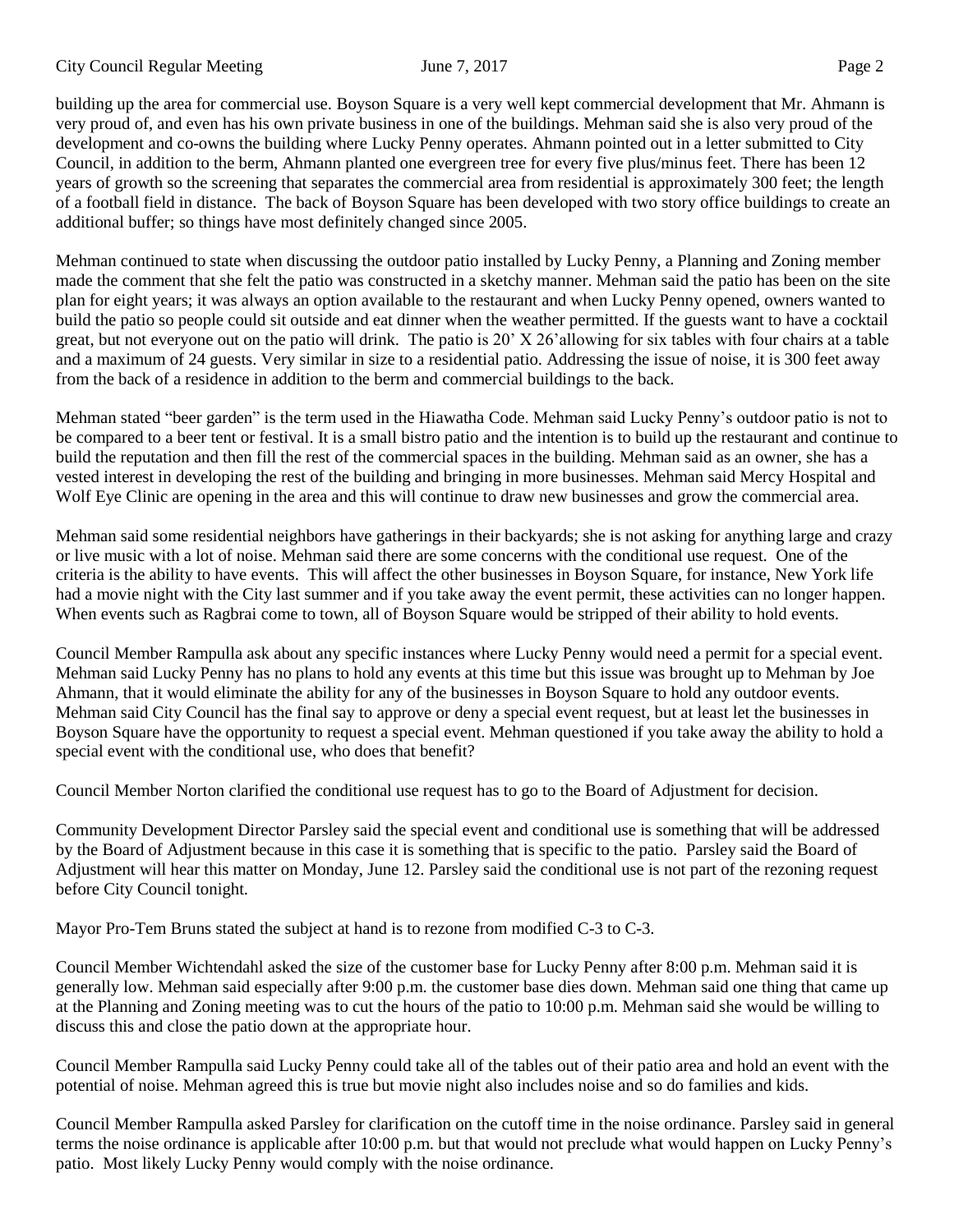building up the area for commercial use. Boyson Square is a very well kept commercial development that Mr. Ahmann is very proud of, and even has his own private business in one of the buildings. Mehman said she is also very proud of the development and co-owns the building where Lucky Penny operates. Ahmann pointed out in a letter submitted to City Council, in addition to the berm, Ahmann planted one evergreen tree for every five plus/minus feet. There has been 12 years of growth so the screening that separates the commercial area from residential is approximately 300 feet; the length of a football field in distance. The back of Boyson Square has been developed with two story office buildings to create an additional buffer; so things have most definitely changed since 2005.

Mehman continued to state when discussing the outdoor patio installed by Lucky Penny, a Planning and Zoning member made the comment that she felt the patio was constructed in a sketchy manner. Mehman said the patio has been on the site plan for eight years; it was always an option available to the restaurant and when Lucky Penny opened, owners wanted to build the patio so people could sit outside and eat dinner when the weather permitted. If the guests want to have a cocktail great, but not everyone out on the patio will drink. The patio is 20' X 26'allowing for six tables with four chairs at a table and a maximum of 24 guests. Very similar in size to a residential patio. Addressing the issue of noise, it is 300 feet away from the back of a residence in addition to the berm and commercial buildings to the back.

Mehman stated "beer garden" is the term used in the Hiawatha Code. Mehman said Lucky Penny's outdoor patio is not to be compared to a beer tent or festival. It is a small bistro patio and the intention is to build up the restaurant and continue to build the reputation and then fill the rest of the commercial spaces in the building. Mehman said as an owner, she has a vested interest in developing the rest of the building and bringing in more businesses. Mehman said Mercy Hospital and Wolf Eye Clinic are opening in the area and this will continue to draw new businesses and grow the commercial area.

Mehman said some residential neighbors have gatherings in their backyards; she is not asking for anything large and crazy or live music with a lot of noise. Mehman said there are some concerns with the conditional use request. One of the criteria is the ability to have events. This will affect the other businesses in Boyson Square, for instance, New York life had a movie night with the City last summer and if you take away the event permit, these activities can no longer happen. When events such as Ragbrai come to town, all of Boyson Square would be stripped of their ability to hold events.

Council Member Rampulla ask about any specific instances where Lucky Penny would need a permit for a special event. Mehman said Lucky Penny has no plans to hold any events at this time but this issue was brought up to Mehman by Joe Ahmann, that it would eliminate the ability for any of the businesses in Boyson Square to hold any outdoor events. Mehman said City Council has the final say to approve or deny a special event request, but at least let the businesses in Boyson Square have the opportunity to request a special event. Mehman questioned if you take away the ability to hold a special event with the conditional use, who does that benefit?

Council Member Norton clarified the conditional use request has to go to the Board of Adjustment for decision.

Community Development Director Parsley said the special event and conditional use is something that will be addressed by the Board of Adjustment because in this case it is something that is specific to the patio. Parsley said the Board of Adjustment will hear this matter on Monday, June 12. Parsley said the conditional use is not part of the rezoning request before City Council tonight.

Mayor Pro-Tem Bruns stated the subject at hand is to rezone from modified C-3 to C-3.

Council Member Wichtendahl asked the size of the customer base for Lucky Penny after 8:00 p.m. Mehman said it is generally low. Mehman said especially after 9:00 p.m. the customer base dies down. Mehman said one thing that came up at the Planning and Zoning meeting was to cut the hours of the patio to 10:00 p.m. Mehman said she would be willing to discuss this and close the patio down at the appropriate hour.

Council Member Rampulla said Lucky Penny could take all of the tables out of their patio area and hold an event with the potential of noise. Mehman agreed this is true but movie night also includes noise and so do families and kids.

Council Member Rampulla asked Parsley for clarification on the cutoff time in the noise ordinance. Parsley said in general terms the noise ordinance is applicable after 10:00 p.m. but that would not preclude what would happen on Lucky Penny's patio. Most likely Lucky Penny would comply with the noise ordinance.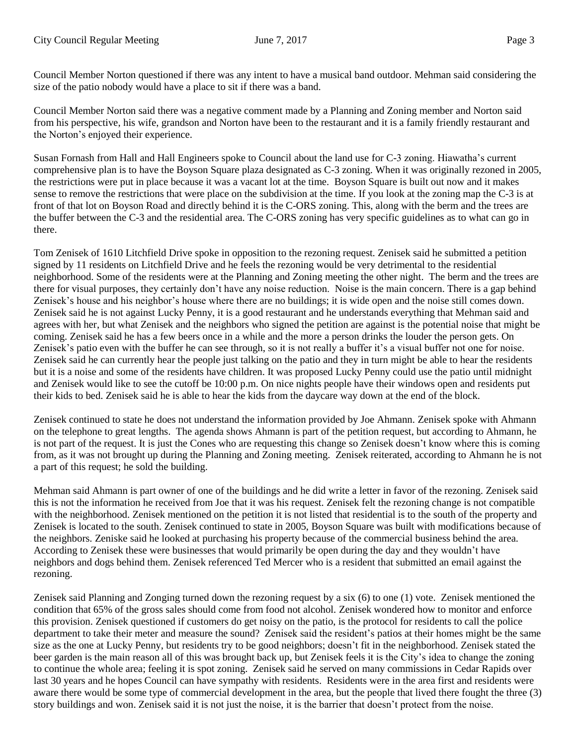Council Member Norton questioned if there was any intent to have a musical band outdoor. Mehman said considering the size of the patio nobody would have a place to sit if there was a band.

Council Member Norton said there was a negative comment made by a Planning and Zoning member and Norton said from his perspective, his wife, grandson and Norton have been to the restaurant and it is a family friendly restaurant and the Norton's enjoyed their experience.

Susan Fornash from Hall and Hall Engineers spoke to Council about the land use for C-3 zoning. Hiawatha's current comprehensive plan is to have the Boyson Square plaza designated as C-3 zoning. When it was originally rezoned in 2005, the restrictions were put in place because it was a vacant lot at the time. Boyson Square is built out now and it makes sense to remove the restrictions that were place on the subdivision at the time. If you look at the zoning map the C-3 is at front of that lot on Boyson Road and directly behind it is the C-ORS zoning. This, along with the berm and the trees are the buffer between the C-3 and the residential area. The C-ORS zoning has very specific guidelines as to what can go in there.

Tom Zenisek of 1610 Litchfield Drive spoke in opposition to the rezoning request. Zenisek said he submitted a petition signed by 11 residents on Litchfield Drive and he feels the rezoning would be very detrimental to the residential neighborhood. Some of the residents were at the Planning and Zoning meeting the other night. The berm and the trees are there for visual purposes, they certainly don't have any noise reduction. Noise is the main concern. There is a gap behind Zenisek's house and his neighbor's house where there are no buildings; it is wide open and the noise still comes down. Zenisek said he is not against Lucky Penny, it is a good restaurant and he understands everything that Mehman said and agrees with her, but what Zenisek and the neighbors who signed the petition are against is the potential noise that might be coming. Zenisek said he has a few beers once in a while and the more a person drinks the louder the person gets. On Zenisek's patio even with the buffer he can see through, so it is not really a buffer it's a visual buffer not one for noise. Zenisek said he can currently hear the people just talking on the patio and they in turn might be able to hear the residents but it is a noise and some of the residents have children. It was proposed Lucky Penny could use the patio until midnight and Zenisek would like to see the cutoff be 10:00 p.m. On nice nights people have their windows open and residents put their kids to bed. Zenisek said he is able to hear the kids from the daycare way down at the end of the block.

Zenisek continued to state he does not understand the information provided by Joe Ahmann. Zenisek spoke with Ahmann on the telephone to great lengths. The agenda shows Ahmann is part of the petition request, but according to Ahmann, he is not part of the request. It is just the Cones who are requesting this change so Zenisek doesn't know where this is coming from, as it was not brought up during the Planning and Zoning meeting. Zenisek reiterated, according to Ahmann he is not a part of this request; he sold the building.

Mehman said Ahmann is part owner of one of the buildings and he did write a letter in favor of the rezoning. Zenisek said this is not the information he received from Joe that it was his request. Zenisek felt the rezoning change is not compatible with the neighborhood. Zenisek mentioned on the petition it is not listed that residential is to the south of the property and Zenisek is located to the south. Zenisek continued to state in 2005, Boyson Square was built with modifications because of the neighbors. Zeniske said he looked at purchasing his property because of the commercial business behind the area. According to Zenisek these were businesses that would primarily be open during the day and they wouldn't have neighbors and dogs behind them. Zenisek referenced Ted Mercer who is a resident that submitted an email against the rezoning.

Zenisek said Planning and Zonging turned down the rezoning request by a six (6) to one (1) vote. Zenisek mentioned the condition that 65% of the gross sales should come from food not alcohol. Zenisek wondered how to monitor and enforce this provision. Zenisek questioned if customers do get noisy on the patio, is the protocol for residents to call the police department to take their meter and measure the sound? Zenisek said the resident's patios at their homes might be the same size as the one at Lucky Penny, but residents try to be good neighbors; doesn't fit in the neighborhood. Zenisek stated the beer garden is the main reason all of this was brought back up, but Zenisek feels it is the City's idea to change the zoning to continue the whole area; feeling it is spot zoning. Zenisek said he served on many commissions in Cedar Rapids over last 30 years and he hopes Council can have sympathy with residents. Residents were in the area first and residents were aware there would be some type of commercial development in the area, but the people that lived there fought the three (3) story buildings and won. Zenisek said it is not just the noise, it is the barrier that doesn't protect from the noise.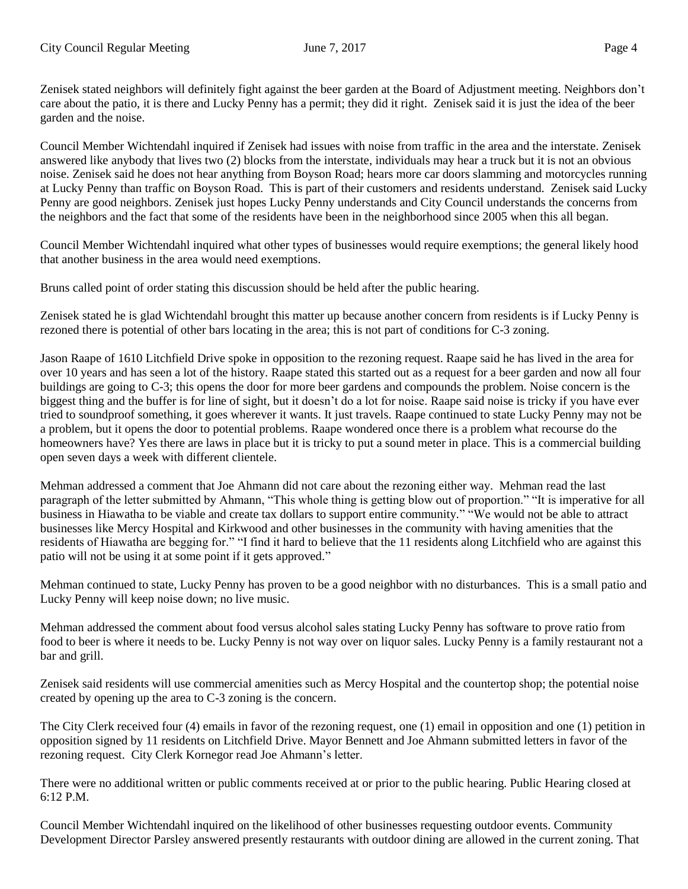Zenisek stated neighbors will definitely fight against the beer garden at the Board of Adjustment meeting. Neighbors don't care about the patio, it is there and Lucky Penny has a permit; they did it right. Zenisek said it is just the idea of the beer garden and the noise.

Council Member Wichtendahl inquired if Zenisek had issues with noise from traffic in the area and the interstate. Zenisek answered like anybody that lives two (2) blocks from the interstate, individuals may hear a truck but it is not an obvious noise. Zenisek said he does not hear anything from Boyson Road; hears more car doors slamming and motorcycles running at Lucky Penny than traffic on Boyson Road. This is part of their customers and residents understand. Zenisek said Lucky Penny are good neighbors. Zenisek just hopes Lucky Penny understands and City Council understands the concerns from the neighbors and the fact that some of the residents have been in the neighborhood since 2005 when this all began.

Council Member Wichtendahl inquired what other types of businesses would require exemptions; the general likely hood that another business in the area would need exemptions.

Bruns called point of order stating this discussion should be held after the public hearing.

Zenisek stated he is glad Wichtendahl brought this matter up because another concern from residents is if Lucky Penny is rezoned there is potential of other bars locating in the area; this is not part of conditions for C-3 zoning.

Jason Raape of 1610 Litchfield Drive spoke in opposition to the rezoning request. Raape said he has lived in the area for over 10 years and has seen a lot of the history. Raape stated this started out as a request for a beer garden and now all four buildings are going to C-3; this opens the door for more beer gardens and compounds the problem. Noise concern is the biggest thing and the buffer is for line of sight, but it doesn't do a lot for noise. Raape said noise is tricky if you have ever tried to soundproof something, it goes wherever it wants. It just travels. Raape continued to state Lucky Penny may not be a problem, but it opens the door to potential problems. Raape wondered once there is a problem what recourse do the homeowners have? Yes there are laws in place but it is tricky to put a sound meter in place. This is a commercial building open seven days a week with different clientele.

Mehman addressed a comment that Joe Ahmann did not care about the rezoning either way. Mehman read the last paragraph of the letter submitted by Ahmann, "This whole thing is getting blow out of proportion." "It is imperative for all business in Hiawatha to be viable and create tax dollars to support entire community." "We would not be able to attract businesses like Mercy Hospital and Kirkwood and other businesses in the community with having amenities that the residents of Hiawatha are begging for." "I find it hard to believe that the 11 residents along Litchfield who are against this patio will not be using it at some point if it gets approved."

Mehman continued to state, Lucky Penny has proven to be a good neighbor with no disturbances. This is a small patio and Lucky Penny will keep noise down; no live music.

Mehman addressed the comment about food versus alcohol sales stating Lucky Penny has software to prove ratio from food to beer is where it needs to be. Lucky Penny is not way over on liquor sales. Lucky Penny is a family restaurant not a bar and grill.

Zenisek said residents will use commercial amenities such as Mercy Hospital and the countertop shop; the potential noise created by opening up the area to C-3 zoning is the concern.

The City Clerk received four (4) emails in favor of the rezoning request, one (1) email in opposition and one (1) petition in opposition signed by 11 residents on Litchfield Drive. Mayor Bennett and Joe Ahmann submitted letters in favor of the rezoning request. City Clerk Kornegor read Joe Ahmann's letter.

There were no additional written or public comments received at or prior to the public hearing. Public Hearing closed at 6:12 P.M.

Council Member Wichtendahl inquired on the likelihood of other businesses requesting outdoor events. Community Development Director Parsley answered presently restaurants with outdoor dining are allowed in the current zoning. That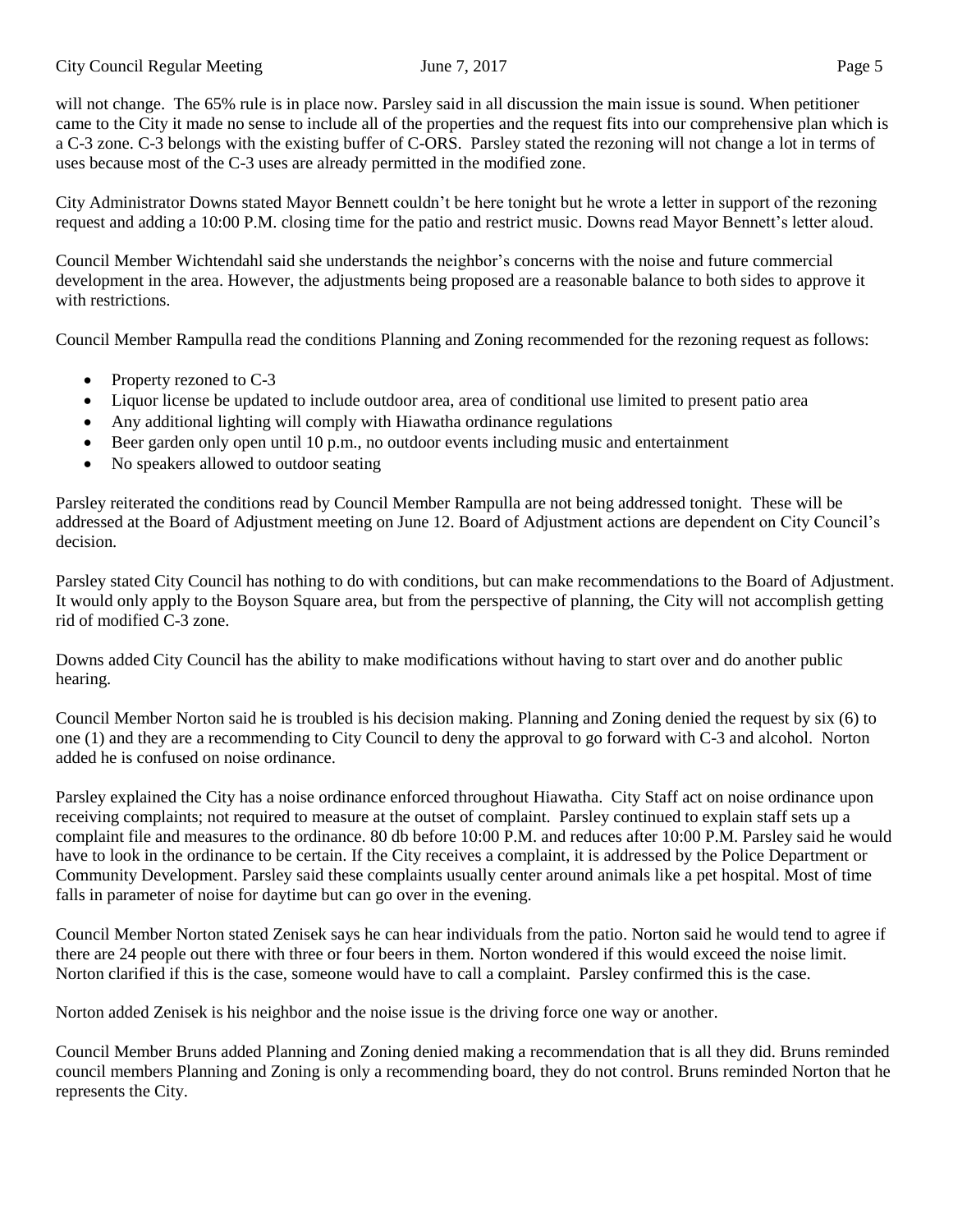will not change. The 65% rule is in place now. Parsley said in all discussion the main issue is sound. When petitioner came to the City it made no sense to include all of the properties and the request fits into our comprehensive plan which is a C-3 zone. C-3 belongs with the existing buffer of C-ORS. Parsley stated the rezoning will not change a lot in terms of uses because most of the C-3 uses are already permitted in the modified zone.

City Administrator Downs stated Mayor Bennett couldn't be here tonight but he wrote a letter in support of the rezoning request and adding a 10:00 P.M. closing time for the patio and restrict music. Downs read Mayor Bennett's letter aloud.

Council Member Wichtendahl said she understands the neighbor's concerns with the noise and future commercial development in the area. However, the adjustments being proposed are a reasonable balance to both sides to approve it with restrictions.

Council Member Rampulla read the conditions Planning and Zoning recommended for the rezoning request as follows:

- Property rezoned to C-3
- Liquor license be updated to include outdoor area, area of conditional use limited to present patio area
- Any additional lighting will comply with Hiawatha ordinance regulations
- Beer garden only open until 10 p.m., no outdoor events including music and entertainment
- No speakers allowed to outdoor seating

Parsley reiterated the conditions read by Council Member Rampulla are not being addressed tonight. These will be addressed at the Board of Adjustment meeting on June 12. Board of Adjustment actions are dependent on City Council's decision.

Parsley stated City Council has nothing to do with conditions, but can make recommendations to the Board of Adjustment. It would only apply to the Boyson Square area, but from the perspective of planning, the City will not accomplish getting rid of modified C-3 zone.

Downs added City Council has the ability to make modifications without having to start over and do another public hearing.

Council Member Norton said he is troubled is his decision making. Planning and Zoning denied the request by six (6) to one (1) and they are a recommending to City Council to deny the approval to go forward with C-3 and alcohol. Norton added he is confused on noise ordinance.

Parsley explained the City has a noise ordinance enforced throughout Hiawatha. City Staff act on noise ordinance upon receiving complaints; not required to measure at the outset of complaint. Parsley continued to explain staff sets up a complaint file and measures to the ordinance. 80 db before 10:00 P.M. and reduces after 10:00 P.M. Parsley said he would have to look in the ordinance to be certain. If the City receives a complaint, it is addressed by the Police Department or Community Development. Parsley said these complaints usually center around animals like a pet hospital. Most of time falls in parameter of noise for daytime but can go over in the evening.

Council Member Norton stated Zenisek says he can hear individuals from the patio. Norton said he would tend to agree if there are 24 people out there with three or four beers in them. Norton wondered if this would exceed the noise limit. Norton clarified if this is the case, someone would have to call a complaint. Parsley confirmed this is the case.

Norton added Zenisek is his neighbor and the noise issue is the driving force one way or another.

Council Member Bruns added Planning and Zoning denied making a recommendation that is all they did. Bruns reminded council members Planning and Zoning is only a recommending board, they do not control. Bruns reminded Norton that he represents the City.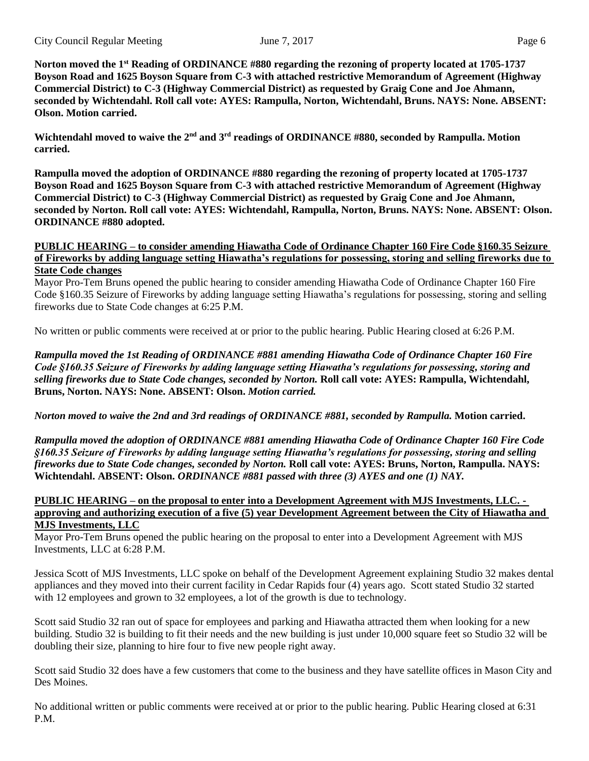**Norton moved the 1st Reading of ORDINANCE #880 regarding the rezoning of property located at 1705-1737 Boyson Road and 1625 Boyson Square from C-3 with attached restrictive Memorandum of Agreement (Highway Commercial District) to C-3 (Highway Commercial District) as requested by Graig Cone and Joe Ahmann, seconded by Wichtendahl. Roll call vote: AYES: Rampulla, Norton, Wichtendahl, Bruns. NAYS: None. ABSENT: Olson. Motion carried.**

**Wichtendahl moved to waive the 2nd and 3rd readings of ORDINANCE #880, seconded by Rampulla. Motion carried.**

**Rampulla moved the adoption of ORDINANCE #880 regarding the rezoning of property located at 1705-1737 Boyson Road and 1625 Boyson Square from C-3 with attached restrictive Memorandum of Agreement (Highway Commercial District) to C-3 (Highway Commercial District) as requested by Graig Cone and Joe Ahmann, seconded by Norton. Roll call vote: AYES: Wichtendahl, Rampulla, Norton, Bruns. NAYS: None. ABSENT: Olson. ORDINANCE #880 adopted.**

**PUBLIC HEARING – to consider amending Hiawatha Code of Ordinance Chapter 160 Fire Code §160.35 Seizure of Fireworks by adding language setting Hiawatha's regulations for possessing, storing and selling fireworks due to State Code changes**

Mayor Pro-Tem Bruns opened the public hearing to consider amending Hiawatha Code of Ordinance Chapter 160 Fire Code §160.35 Seizure of Fireworks by adding language setting Hiawatha's regulations for possessing, storing and selling fireworks due to State Code changes at 6:25 P.M.

No written or public comments were received at or prior to the public hearing. Public Hearing closed at 6:26 P.M.

***Rampulla moved the 1st Reading of ORDINANCE #881 amending Hiawatha Code of Ordinance Chapter 160 Fire Code §160.35 Seizure of Fireworks by adding language setting Hiawatha's regulations for possessing, storing and selling fireworks due to State Code changes, seconded by Norton.* Roll call vote: AYES: Rampulla, Wichtendahl, Bruns, Norton. NAYS: None. ABSENT: Olson. *Motion carried.***

***Norton moved to waive the 2nd and 3rd readings of ORDINANCE #881, seconded by Rampulla.* Motion carried.**

***Rampulla moved the adoption of ORDINANCE #881 amending Hiawatha Code of Ordinance Chapter 160 Fire Code §160.35 Seizure of Fireworks by adding language setting Hiawatha's regulations for possessing, storing and selling fireworks due to State Code changes, seconded by Norton.* Roll call vote: AYES: Bruns, Norton, Rampulla. NAYS: Wichtendahl. ABSENT: Olson. *ORDINANCE #881 passed with three (3) AYES and one (1) NAY.***

**PUBLIC HEARING – on the proposal to enter into a Development Agreement with MJS Investments, LLC. - approving and authorizing execution of a five (5) year Development Agreement between the City of Hiawatha and MJS Investments, LLC**

Mayor Pro-Tem Bruns opened the public hearing on the proposal to enter into a Development Agreement with MJS Investments, LLC at 6:28 P.M.

Jessica Scott of MJS Investments, LLC spoke on behalf of the Development Agreement explaining Studio 32 makes dental appliances and they moved into their current facility in Cedar Rapids four (4) years ago. Scott stated Studio 32 started with 12 employees and grown to 32 employees, a lot of the growth is due to technology.

Scott said Studio 32 ran out of space for employees and parking and Hiawatha attracted them when looking for a new building. Studio 32 is building to fit their needs and the new building is just under 10,000 square feet so Studio 32 will be doubling their size, planning to hire four to five new people right away.

Scott said Studio 32 does have a few customers that come to the business and they have satellite offices in Mason City and Des Moines.

No additional written or public comments were received at or prior to the public hearing. Public Hearing closed at 6:31 P.M.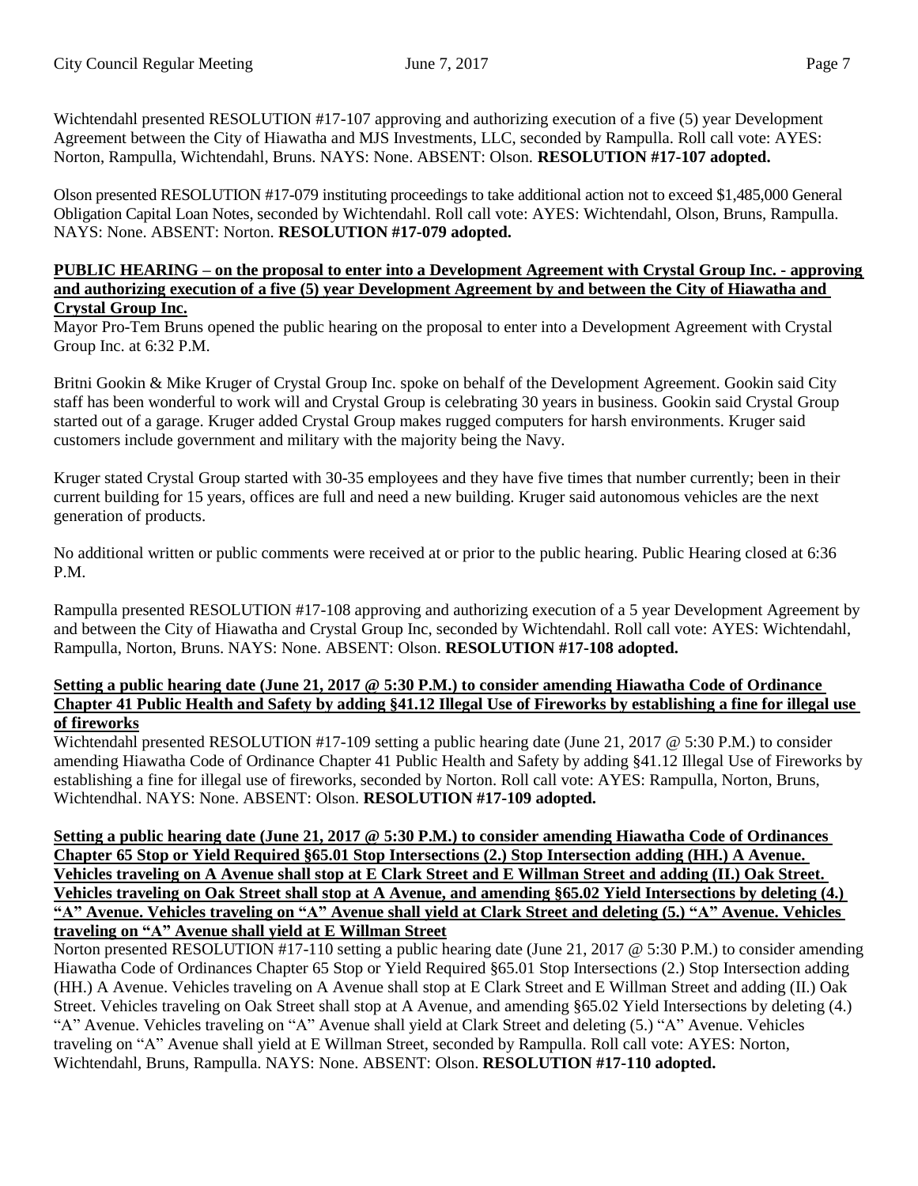Wichtendahl presented RESOLUTION #17-107 approving and authorizing execution of a five (5) year Development Agreement between the City of Hiawatha and MJS Investments, LLC, seconded by Rampulla. Roll call vote: AYES: Norton, Rampulla, Wichtendahl, Bruns. NAYS: None. ABSENT: Olson. **RESOLUTION #17-107 adopted.**

Olson presented RESOLUTION #17-079 instituting proceedings to take additional action not to exceed $1,485,000 General Obligation Capital Loan Notes, seconded by Wichtendahl. Roll call vote: AYES: Wichtendahl, Olson, Bruns, Rampulla. NAYS: None. ABSENT: Norton. **RESOLUTION #17-079 adopted.**

**PUBLIC HEARING – on the proposal to enter into a Development Agreement with Crystal Group Inc. - approving and authorizing execution of a five (5) year Development Agreement by and between the City of Hiawatha and Crystal Group Inc.**

Mayor Pro-Tem Bruns opened the public hearing on the proposal to enter into a Development Agreement with Crystal Group Inc. at 6:32 P.M.

Britni Gookin & Mike Kruger of Crystal Group Inc. spoke on behalf of the Development Agreement. Gookin said City staff has been wonderful to work will and Crystal Group is celebrating 30 years in business. Gookin said Crystal Group started out of a garage. Kruger added Crystal Group makes rugged computers for harsh environments. Kruger said customers include government and military with the majority being the Navy.

Kruger stated Crystal Group started with 30-35 employees and they have five times that number currently; been in their current building for 15 years, offices are full and need a new building. Kruger said autonomous vehicles are the next generation of products.

No additional written or public comments were received at or prior to the public hearing. Public Hearing closed at 6:36 P.M.

Rampulla presented RESOLUTION #17-108 approving and authorizing execution of a 5 year Development Agreement by and between the City of Hiawatha and Crystal Group Inc, seconded by Wichtendahl. Roll call vote: AYES: Wichtendahl, Rampulla, Norton, Bruns. NAYS: None. ABSENT: Olson. **RESOLUTION #17-108 adopted.**

**Setting a public hearing date (June 21, 2017 @ 5:30 P.M.) to consider amending Hiawatha Code of Ordinance Chapter 41 Public Health and Safety by adding §41.12 Illegal Use of Fireworks by establishing a fine for illegal use of fireworks**

Wichtendahl presented RESOLUTION #17-109 setting a public hearing date (June 21, 2017 @ 5:30 P.M.) to consider amending Hiawatha Code of Ordinance Chapter 41 Public Health and Safety by adding §41.12 Illegal Use of Fireworks by establishing a fine for illegal use of fireworks, seconded by Norton. Roll call vote: AYES: Rampulla, Norton, Bruns, Wichtendhal. NAYS: None. ABSENT: Olson. **RESOLUTION #17-109 adopted.**

**Setting a public hearing date (June 21, 2017 @ 5:30 P.M.) to consider amending Hiawatha Code of Ordinances Chapter 65 Stop or Yield Required §65.01 Stop Intersections (2.) Stop Intersection adding (HH.) A Avenue. Vehicles traveling on A Avenue shall stop at E Clark Street and E Willman Street and adding (II.) Oak Street. Vehicles traveling on Oak Street shall stop at A Avenue, and amending §65.02 Yield Intersections by deleting (4.) "A" Avenue. Vehicles traveling on "A" Avenue shall yield at Clark Street and deleting (5.) "A" Avenue. Vehicles traveling on "A" Avenue shall yield at E Willman Street**

Norton presented RESOLUTION #17-110 setting a public hearing date (June 21, 2017 @ 5:30 P.M.) to consider amending Hiawatha Code of Ordinances Chapter 65 Stop or Yield Required §65.01 Stop Intersections (2.) Stop Intersection adding (HH.) A Avenue. Vehicles traveling on A Avenue shall stop at E Clark Street and E Willman Street and adding (II.) Oak Street. Vehicles traveling on Oak Street shall stop at A Avenue, and amending §65.02 Yield Intersections by deleting (4.) "A" Avenue. Vehicles traveling on "A" Avenue shall yield at Clark Street and deleting (5.) "A" Avenue. Vehicles traveling on "A" Avenue shall yield at E Willman Street, seconded by Rampulla. Roll call vote: AYES: Norton, Wichtendahl, Bruns, Rampulla. NAYS: None. ABSENT: Olson. **RESOLUTION #17-110 adopted.**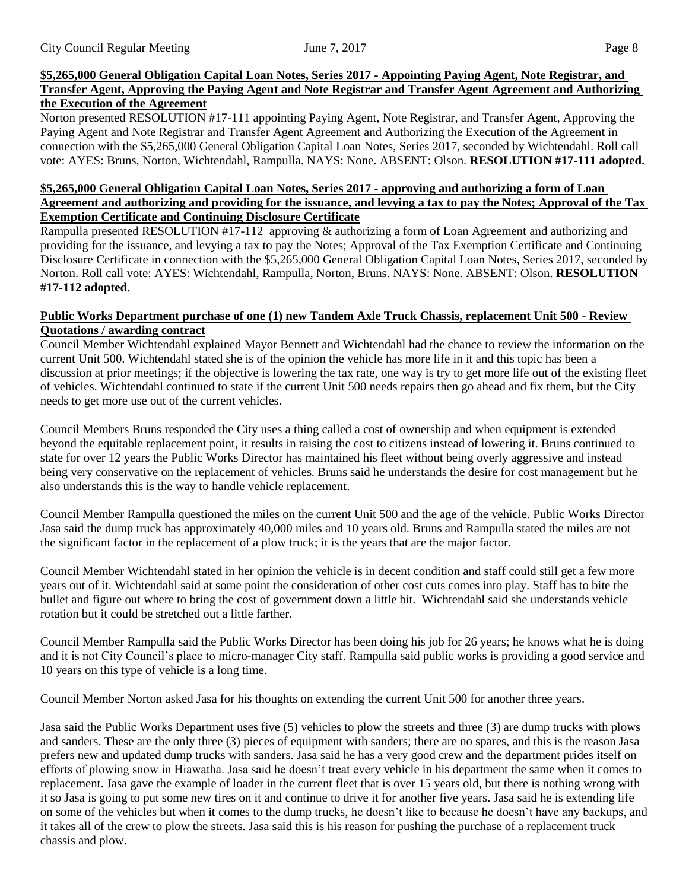**$5,265,000 General Obligation Capital Loan Notes, Series 2017 - Appointing Paying Agent, Note Registrar, and Transfer Agent, Approving the Paying Agent and Note Registrar and Transfer Agent Agreement and Authorizing the Execution of the Agreement**

Norton presented RESOLUTION #17-111 appointing Paying Agent, Note Registrar, and Transfer Agent, Approving the Paying Agent and Note Registrar and Transfer Agent Agreement and Authorizing the Execution of the Agreement in connection with the $5,265,000 General Obligation Capital Loan Notes, Series 2017, seconded by Wichtendahl. Roll call vote: AYES: Bruns, Norton, Wichtendahl, Rampulla. NAYS: None. ABSENT: Olson. **RESOLUTION #17-111 adopted.**

**$5,265,000 General Obligation Capital Loan Notes, Series 2017 - approving and authorizing a form of Loan Agreement and authorizing and providing for the issuance, and levying a tax to pay the Notes; Approval of the Tax Exemption Certificate and Continuing Disclosure Certificate**

Rampulla presented RESOLUTION #17-112 approving & authorizing a form of Loan Agreement and authorizing and providing for the issuance, and levying a tax to pay the Notes; Approval of the Tax Exemption Certificate and Continuing Disclosure Certificate in connection with the $5,265,000 General Obligation Capital Loan Notes, Series 2017, seconded by Norton. Roll call vote: AYES: Wichtendahl, Rampulla, Norton, Bruns. NAYS: None. ABSENT: Olson. **RESOLUTION #17-112 adopted.**

**Public Works Department purchase of one (1) new Tandem Axle Truck Chassis, replacement Unit 500 - Review Quotations / awarding contract**

Council Member Wichtendahl explained Mayor Bennett and Wichtendahl had the chance to review the information on the current Unit 500. Wichtendahl stated she is of the opinion the vehicle has more life in it and this topic has been a discussion at prior meetings; if the objective is lowering the tax rate, one way is try to get more life out of the existing fleet of vehicles. Wichtendahl continued to state if the current Unit 500 needs repairs then go ahead and fix them, but the City needs to get more use out of the current vehicles.

Council Members Bruns responded the City uses a thing called a cost of ownership and when equipment is extended beyond the equitable replacement point, it results in raising the cost to citizens instead of lowering it. Bruns continued to state for over 12 years the Public Works Director has maintained his fleet without being overly aggressive and instead being very conservative on the replacement of vehicles. Bruns said he understands the desire for cost management but he also understands this is the way to handle vehicle replacement.

Council Member Rampulla questioned the miles on the current Unit 500 and the age of the vehicle. Public Works Director Jasa said the dump truck has approximately 40,000 miles and 10 years old. Bruns and Rampulla stated the miles are not the significant factor in the replacement of a plow truck; it is the years that are the major factor.

Council Member Wichtendahl stated in her opinion the vehicle is in decent condition and staff could still get a few more years out of it. Wichtendahl said at some point the consideration of other cost cuts comes into play. Staff has to bite the bullet and figure out where to bring the cost of government down a little bit. Wichtendahl said she understands vehicle rotation but it could be stretched out a little farther.

Council Member Rampulla said the Public Works Director has been doing his job for 26 years; he knows what he is doing and it is not City Council's place to micro-manager City staff. Rampulla said public works is providing a good service and 10 years on this type of vehicle is a long time.

Council Member Norton asked Jasa for his thoughts on extending the current Unit 500 for another three years.

Jasa said the Public Works Department uses five (5) vehicles to plow the streets and three (3) are dump trucks with plows and sanders. These are the only three (3) pieces of equipment with sanders; there are no spares, and this is the reason Jasa prefers new and updated dump trucks with sanders. Jasa said he has a very good crew and the department prides itself on efforts of plowing snow in Hiawatha. Jasa said he doesn't treat every vehicle in his department the same when it comes to replacement. Jasa gave the example of loader in the current fleet that is over 15 years old, but there is nothing wrong with it so Jasa is going to put some new tires on it and continue to drive it for another five years. Jasa said he is extending life on some of the vehicles but when it comes to the dump trucks, he doesn't like to because he doesn't have any backups, and it takes all of the crew to plow the streets. Jasa said this is his reason for pushing the purchase of a replacement truck chassis and plow.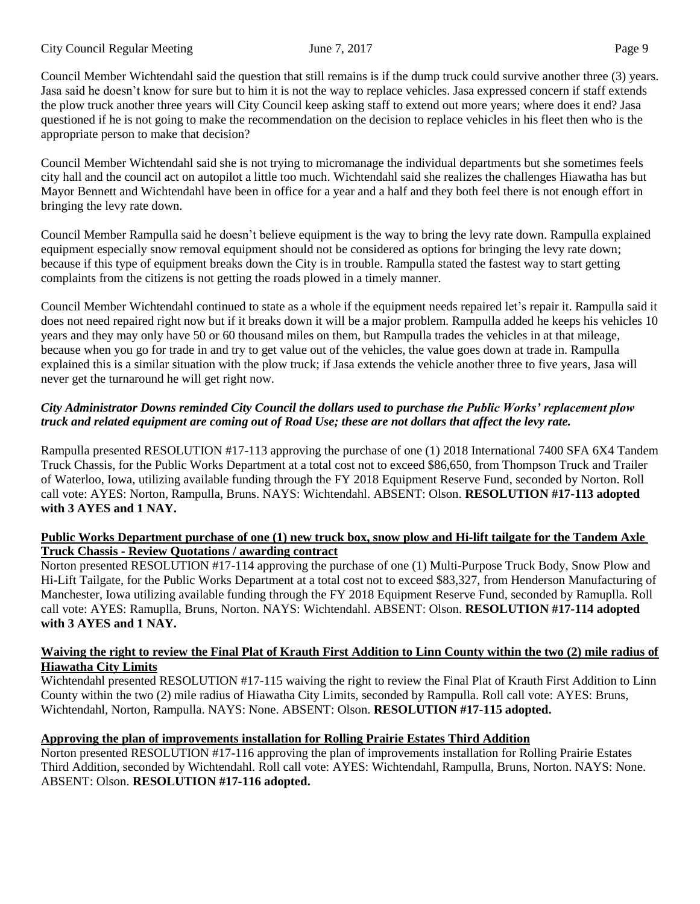Council Member Wichtendahl said the question that still remains is if the dump truck could survive another three (3) years. Jasa said he doesn't know for sure but to him it is not the way to replace vehicles. Jasa expressed concern if staff extends the plow truck another three years will City Council keep asking staff to extend out more years; where does it end? Jasa questioned if he is not going to make the recommendation on the decision to replace vehicles in his fleet then who is the appropriate person to make that decision?

Council Member Wichtendahl said she is not trying to micromanage the individual departments but she sometimes feels city hall and the council act on autopilot a little too much. Wichtendahl said she realizes the challenges Hiawatha has but Mayor Bennett and Wichtendahl have been in office for a year and a half and they both feel there is not enough effort in bringing the levy rate down.

Council Member Rampulla said he doesn't believe equipment is the way to bring the levy rate down. Rampulla explained equipment especially snow removal equipment should not be considered as options for bringing the levy rate down; because if this type of equipment breaks down the City is in trouble. Rampulla stated the fastest way to start getting complaints from the citizens is not getting the roads plowed in a timely manner.

Council Member Wichtendahl continued to state as a whole if the equipment needs repaired let's repair it. Rampulla said it does not need repaired right now but if it breaks down it will be a major problem. Rampulla added he keeps his vehicles 10 years and they may only have 50 or 60 thousand miles on them, but Rampulla trades the vehicles in at that mileage, because when you go for trade in and try to get value out of the vehicles, the value goes down at trade in. Rampulla explained this is a similar situation with the plow truck; if Jasa extends the vehicle another three to five years, Jasa will never get the turnaround he will get right now.

***City Administrator Downs reminded City Council the dollars used to purchase the Public Works' replacement plow truck and related equipment are coming out of Road Use; these are not dollars that affect the levy rate.***

Rampulla presented RESOLUTION #17-113 approving the purchase of one (1) 2018 International 7400 SFA 6X4 Tandem Truck Chassis, for the Public Works Department at a total cost not to exceed $86,650, from Thompson Truck and Trailer of Waterloo, Iowa, utilizing available funding through the FY 2018 Equipment Reserve Fund, seconded by Norton. Roll call vote: AYES: Norton, Rampulla, Bruns. NAYS: Wichtendahl. ABSENT: Olson. **RESOLUTION #17-113 adopted with 3 AYES and 1 NAY.**

**Public Works Department purchase of one (1) new truck box, snow plow and Hi-lift tailgate for the Tandem Axle Truck Chassis - Review Quotations / awarding contract**

Norton presented RESOLUTION #17-114 approving the purchase of one (1) Multi-Purpose Truck Body, Snow Plow and Hi-Lift Tailgate, for the Public Works Department at a total cost not to exceed $83,327, from Henderson Manufacturing of Manchester, Iowa utilizing available funding through the FY 2018 Equipment Reserve Fund, seconded by Ramuplla. Roll call vote: AYES: Ramuplla, Bruns, Norton. NAYS: Wichtendahl. ABSENT: Olson. **RESOLUTION #17-114 adopted with 3 AYES and 1 NAY.**

**Waiving the right to review the Final Plat of Krauth First Addition to Linn County within the two (2) mile radius of Hiawatha City Limits**

Wichtendahl presented RESOLUTION #17-115 waiving the right to review the Final Plat of Krauth First Addition to Linn County within the two (2) mile radius of Hiawatha City Limits, seconded by Rampulla. Roll call vote: AYES: Bruns, Wichtendahl, Norton, Rampulla. NAYS: None. ABSENT: Olson. **RESOLUTION #17-115 adopted.**

**Approving the plan of improvements installation for Rolling Prairie Estates Third Addition**

Norton presented RESOLUTION #17-116 approving the plan of improvements installation for Rolling Prairie Estates Third Addition, seconded by Wichtendahl. Roll call vote: AYES: Wichtendahl, Rampulla, Bruns, Norton. NAYS: None. ABSENT: Olson. **RESOLUTION #17-116 adopted.**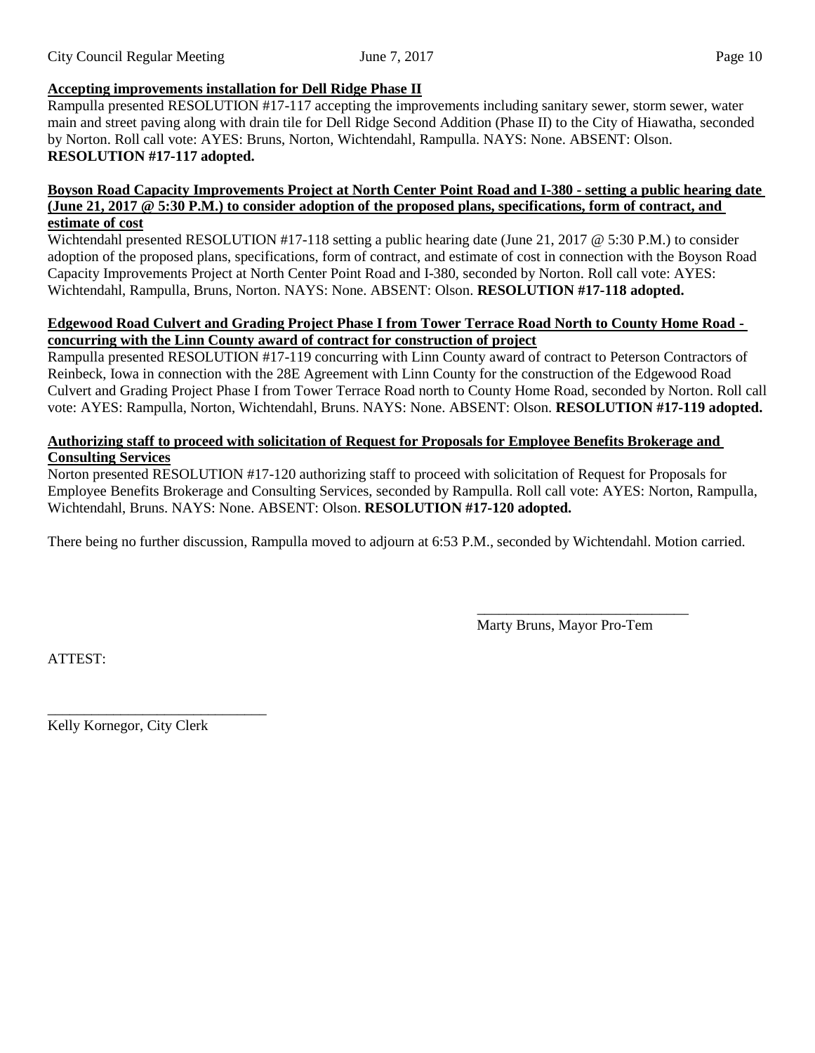**Accepting improvements installation for Dell Ridge Phase II**

Rampulla presented RESOLUTION #17-117 accepting the improvements including sanitary sewer, storm sewer, water main and street paving along with drain tile for Dell Ridge Second Addition (Phase II) to the City of Hiawatha, seconded by Norton. Roll call vote: AYES: Bruns, Norton, Wichtendahl, Rampulla. NAYS: None. ABSENT: Olson. **RESOLUTION #17-117 adopted.**

**Boyson Road Capacity Improvements Project at North Center Point Road and I-380 - setting a public hearing date (June 21, 2017 @ 5:30 P.M.) to consider adoption of the proposed plans, specifications, form of contract, and estimate of cost**

Wichtendahl presented RESOLUTION #17-118 setting a public hearing date (June 21, 2017 @ 5:30 P.M.) to consider adoption of the proposed plans, specifications, form of contract, and estimate of cost in connection with the Boyson Road Capacity Improvements Project at North Center Point Road and I-380, seconded by Norton. Roll call vote: AYES: Wichtendahl, Rampulla, Bruns, Norton. NAYS: None. ABSENT: Olson. **RESOLUTION #17-118 adopted.**

**Edgewood Road Culvert and Grading Project Phase I from Tower Terrace Road North to County Home Road - concurring with the Linn County award of contract for construction of project**

Rampulla presented RESOLUTION #17-119 concurring with Linn County award of contract to Peterson Contractors of Reinbeck, Iowa in connection with the 28E Agreement with Linn County for the construction of the Edgewood Road Culvert and Grading Project Phase I from Tower Terrace Road north to County Home Road, seconded by Norton. Roll call vote: AYES: Rampulla, Norton, Wichtendahl, Bruns. NAYS: None. ABSENT: Olson. **RESOLUTION #17-119 adopted.**

**Authorizing staff to proceed with solicitation of Request for Proposals for Employee Benefits Brokerage and Consulting Services**

Norton presented RESOLUTION #17-120 authorizing staff to proceed with solicitation of Request for Proposals for Employee Benefits Brokerage and Consulting Services, seconded by Rampulla. Roll call vote: AYES: Norton, Rampulla, Wichtendahl, Bruns. NAYS: None. ABSENT: Olson. **RESOLUTION #17-120 adopted.**

There being no further discussion, Rampulla moved to adjourn at 6:53 P.M., seconded by Wichtendahl. Motion carried.

\_\_\_\_\_\_\_\_\_\_\_\_\_\_\_\_\_\_\_\_\_\_\_\_\_\_\_\_\_\_
Marty Bruns, Mayor Pro-Tem

ATTEST:

\_\_\_\_\_\_\_\_\_\_\_\_\_\_\_\_\_\_\_\_\_\_\_\_\_\_\_\_\_\_
Kelly Kornegor, City Clerk